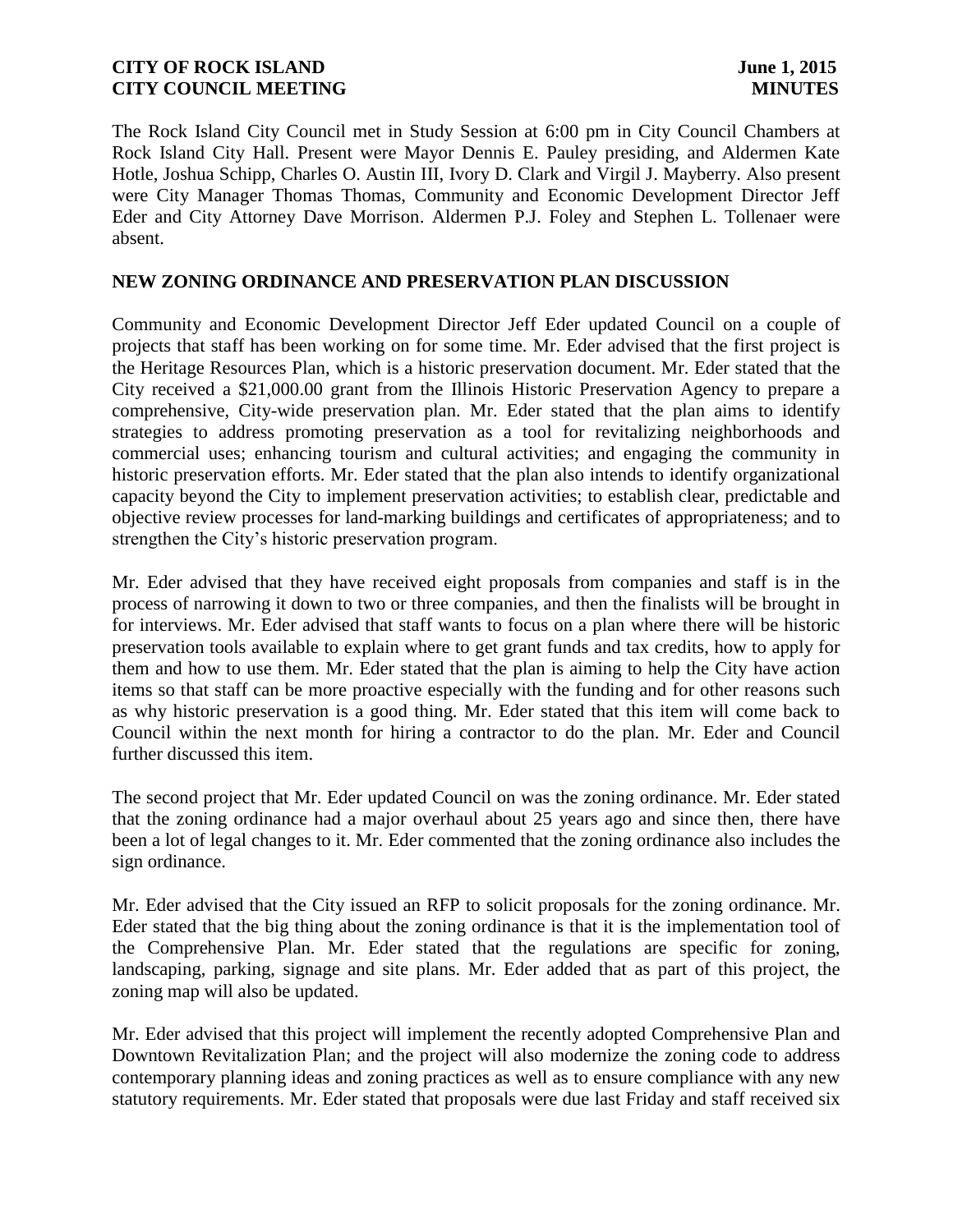**CITY OF ROCK ISLAND** **June 1, 2015**
**CITY COUNCIL MEETING** **MINUTES**

The Rock Island City Council met in Study Session at 6:00 pm in City Council Chambers at Rock Island City Hall. Present were Mayor Dennis E. Pauley presiding, and Aldermen Kate Hotle, Joshua Schipp, Charles O. Austin III, Ivory D. Clark and Virgil J. Mayberry. Also present were City Manager Thomas Thomas, Community and Economic Development Director Jeff Eder and City Attorney Dave Morrison. Aldermen P.J. Foley and Stephen L. Tollenaer were absent.

## NEW ZONING ORDINANCE AND PRESERVATION PLAN DISCUSSION

Community and Economic Development Director Jeff Eder updated Council on a couple of projects that staff has been working on for some time. Mr. Eder advised that the first project is the Heritage Resources Plan, which is a historic preservation document. Mr. Eder stated that the City received a $21,000.00 grant from the Illinois Historic Preservation Agency to prepare a comprehensive, City-wide preservation plan. Mr. Eder stated that the plan aims to identify strategies to address promoting preservation as a tool for revitalizing neighborhoods and commercial uses; enhancing tourism and cultural activities; and engaging the community in historic preservation efforts. Mr. Eder stated that the plan also intends to identify organizational capacity beyond the City to implement preservation activities; to establish clear, predictable and objective review processes for land-marking buildings and certificates of appropriateness; and to strengthen the City's historic preservation program.

Mr. Eder advised that they have received eight proposals from companies and staff is in the process of narrowing it down to two or three companies, and then the finalists will be brought in for interviews. Mr. Eder advised that staff wants to focus on a plan where there will be historic preservation tools available to explain where to get grant funds and tax credits, how to apply for them and how to use them. Mr. Eder stated that the plan is aiming to help the City have action items so that staff can be more proactive especially with the funding and for other reasons such as why historic preservation is a good thing. Mr. Eder stated that this item will come back to Council within the next month for hiring a contractor to do the plan. Mr. Eder and Council further discussed this item.

The second project that Mr. Eder updated Council on was the zoning ordinance. Mr. Eder stated that the zoning ordinance had a major overhaul about 25 years ago and since then, there have been a lot of legal changes to it. Mr. Eder commented that the zoning ordinance also includes the sign ordinance.

Mr. Eder advised that the City issued an RFP to solicit proposals for the zoning ordinance. Mr. Eder stated that the big thing about the zoning ordinance is that it is the implementation tool of the Comprehensive Plan. Mr. Eder stated that the regulations are specific for zoning, landscaping, parking, signage and site plans. Mr. Eder added that as part of this project, the zoning map will also be updated.

Mr. Eder advised that this project will implement the recently adopted Comprehensive Plan and Downtown Revitalization Plan; and the project will also modernize the zoning code to address contemporary planning ideas and zoning practices as well as to ensure compliance with any new statutory requirements. Mr. Eder stated that proposals were due last Friday and staff received six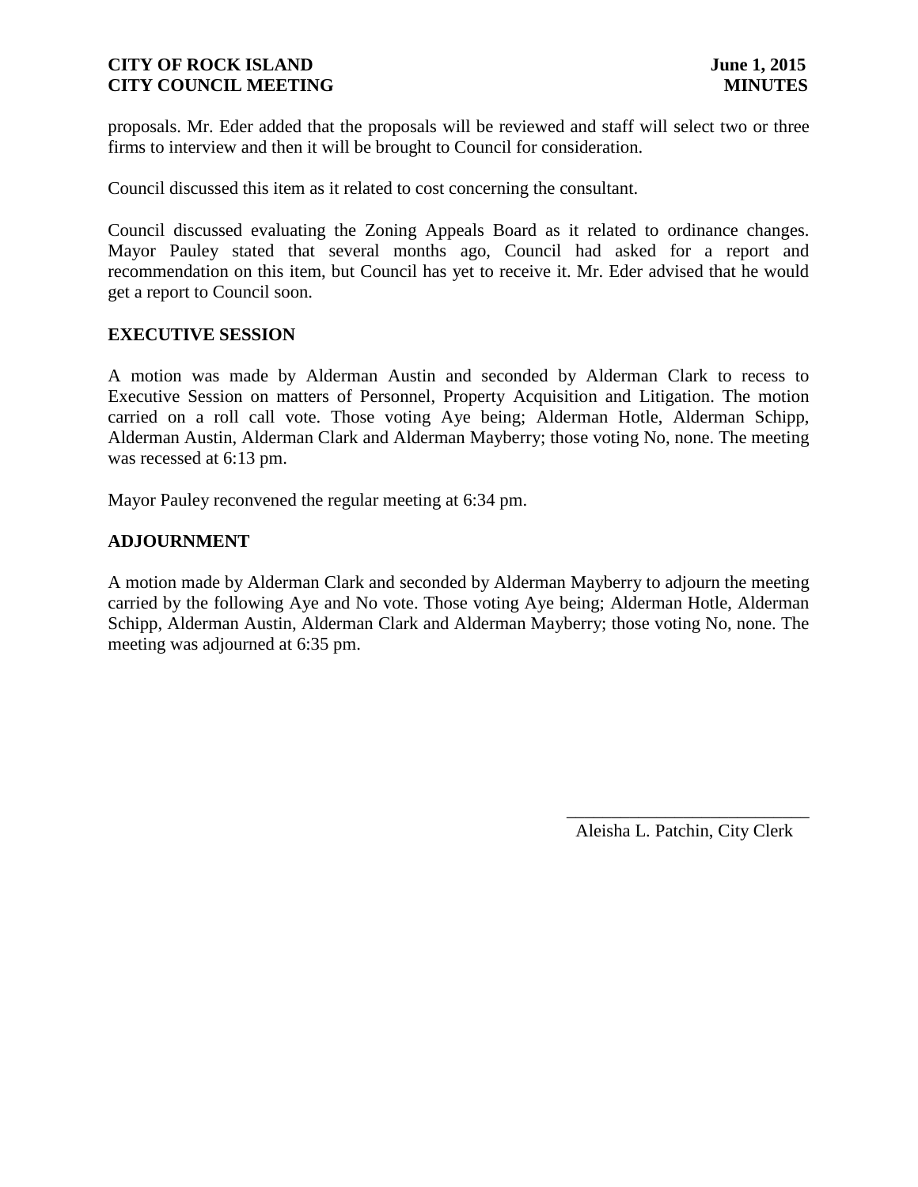proposals. Mr. Eder added that the proposals will be reviewed and staff will select two or three firms to interview and then it will be brought to Council for consideration.

Council discussed this item as it related to cost concerning the consultant.

Council discussed evaluating the Zoning Appeals Board as it related to ordinance changes. Mayor Pauley stated that several months ago, Council had asked for a report and recommendation on this item, but Council has yet to receive it. Mr. Eder advised that he would get a report to Council soon.

**EXECUTIVE SESSION**

A motion was made by Alderman Austin and seconded by Alderman Clark to recess to Executive Session on matters of Personnel, Property Acquisition and Litigation. The motion carried on a roll call vote. Those voting Aye being; Alderman Hotle, Alderman Schipp, Alderman Austin, Alderman Clark and Alderman Mayberry; those voting No, none. The meeting was recessed at 6:13 pm.

Mayor Pauley reconvened the regular meeting at 6:34 pm.

**ADJOURNMENT**

A motion made by Alderman Clark and seconded by Alderman Mayberry to adjourn the meeting carried by the following Aye and No vote. Those voting Aye being; Alderman Hotle, Alderman Schipp, Alderman Austin, Alderman Clark and Alderman Mayberry; those voting No, none. The meeting was adjourned at 6:35 pm.

___________________________

Aleisha L. Patchin, City Clerk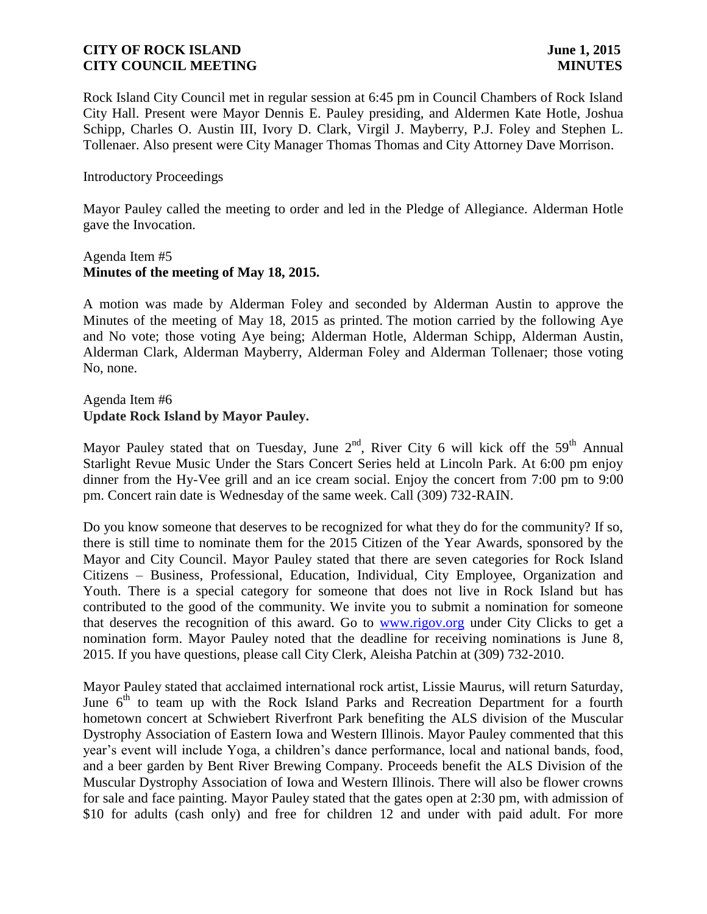Rock Island City Council met in regular session at 6:45 pm in Council Chambers of Rock Island City Hall. Present were Mayor Dennis E. Pauley presiding, and Aldermen Kate Hotle, Joshua Schipp, Charles O. Austin III, Ivory D. Clark, Virgil J. Mayberry, P.J. Foley and Stephen L. Tollenaer. Also present were City Manager Thomas Thomas and City Attorney Dave Morrison.

Introductory Proceedings

Mayor Pauley called the meeting to order and led in the Pledge of Allegiance. Alderman Hotle gave the Invocation.

Agenda Item #5
**Minutes of the meeting of May 18, 2015.**

A motion was made by Alderman Foley and seconded by Alderman Austin to approve the Minutes of the meeting of May 18, 2015 as printed. The motion carried by the following Aye and No vote; those voting Aye being; Alderman Hotle, Alderman Schipp, Alderman Austin, Alderman Clark, Alderman Mayberry, Alderman Foley and Alderman Tollenaer; those voting No, none.

Agenda Item #6
**Update Rock Island by Mayor Pauley.**

Mayor Pauley stated that on Tuesday, June 2nd, River City 6 will kick off the 59th Annual Starlight Revue Music Under the Stars Concert Series held at Lincoln Park. At 6:00 pm enjoy dinner from the Hy-Vee grill and an ice cream social. Enjoy the concert from 7:00 pm to 9:00 pm. Concert rain date is Wednesday of the same week. Call (309) 732-RAIN.

Do you know someone that deserves to be recognized for what they do for the community? If so, there is still time to nominate them for the 2015 Citizen of the Year Awards, sponsored by the Mayor and City Council. Mayor Pauley stated that there are seven categories for Rock Island Citizens – Business, Professional, Education, Individual, City Employee, Organization and Youth. There is a special category for someone that does not live in Rock Island but has contributed to the good of the community. We invite you to submit a nomination for someone that deserves the recognition of this award. Go to www.rigov.org under City Clicks to get a nomination form. Mayor Pauley noted that the deadline for receiving nominations is June 8, 2015. If you have questions, please call City Clerk, Aleisha Patchin at (309) 732-2010.

Mayor Pauley stated that acclaimed international rock artist, Lissie Maurus, will return Saturday, June 6th to team up with the Rock Island Parks and Recreation Department for a fourth hometown concert at Schwiebert Riverfront Park benefiting the ALS division of the Muscular Dystrophy Association of Eastern Iowa and Western Illinois. Mayor Pauley commented that this year's event will include Yoga, a children's dance performance, local and national bands, food, and a beer garden by Bent River Brewing Company. Proceeds benefit the ALS Division of the Muscular Dystrophy Association of Iowa and Western Illinois. There will also be flower crowns for sale and face painting. Mayor Pauley stated that the gates open at 2:30 pm, with admission of $10 for adults (cash only) and free for children 12 and under with paid adult. For more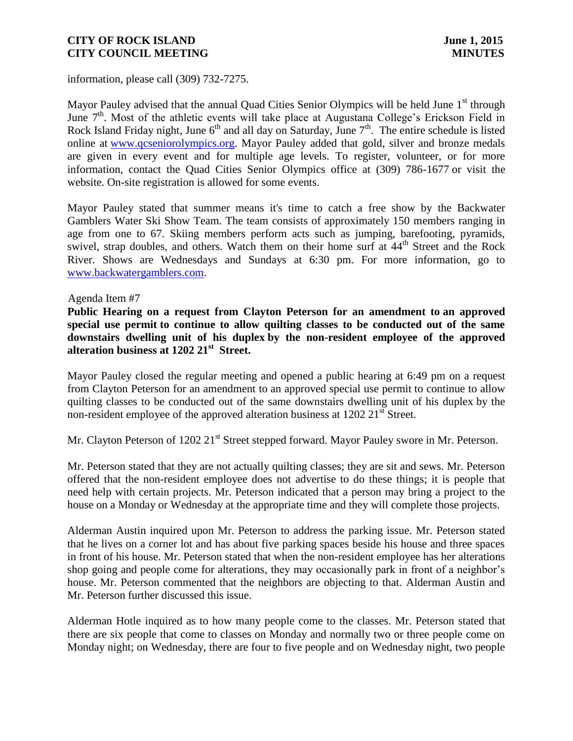information, please call (309) 732-7275.

Mayor Pauley advised that the annual Quad Cities Senior Olympics will be held June 1st through June 7th. Most of the athletic events will take place at Augustana College's Erickson Field in Rock Island Friday night, June 6th and all day on Saturday, June 7th. The entire schedule is listed online at www.qcseniorolympics.org. Mayor Pauley added that gold, silver and bronze medals are given in every event and for multiple age levels. To register, volunteer, or for more information, contact the Quad Cities Senior Olympics office at (309) 786-1677 or visit the website. On-site registration is allowed for some events.

Mayor Pauley stated that summer means it's time to catch a free show by the Backwater Gamblers Water Ski Show Team. The team consists of approximately 150 members ranging in age from one to 67. Skiing members perform acts such as jumping, barefooting, pyramids, swivel, strap doubles, and others. Watch them on their home surf at 44th Street and the Rock River. Shows are Wednesdays and Sundays at 6:30 pm. For more information, go to www.backwatergamblers.com.

Agenda Item #7

**Public Hearing on a request from Clayton Peterson for an amendment to an approved special use permit to continue to allow quilting classes to be conducted out of the same downstairs dwelling unit of his duplex by the non-resident employee of the approved alteration business at 1202 21st Street.**

Mayor Pauley closed the regular meeting and opened a public hearing at 6:49 pm on a request from Clayton Peterson for an amendment to an approved special use permit to continue to allow quilting classes to be conducted out of the same downstairs dwelling unit of his duplex by the non-resident employee of the approved alteration business at 1202 21st Street.

Mr. Clayton Peterson of 1202 21st Street stepped forward. Mayor Pauley swore in Mr. Peterson.

Mr. Peterson stated that they are not actually quilting classes; they are sit and sews. Mr. Peterson offered that the non-resident employee does not advertise to do these things; it is people that need help with certain projects. Mr. Peterson indicated that a person may bring a project to the house on a Monday or Wednesday at the appropriate time and they will complete those projects.

Alderman Austin inquired upon Mr. Peterson to address the parking issue. Mr. Peterson stated that he lives on a corner lot and has about five parking spaces beside his house and three spaces in front of his house. Mr. Peterson stated that when the non-resident employee has her alterations shop going and people come for alterations, they may occasionally park in front of a neighbor's house. Mr. Peterson commented that the neighbors are objecting to that. Alderman Austin and Mr. Peterson further discussed this issue.

Alderman Hotle inquired as to how many people come to the classes. Mr. Peterson stated that there are six people that come to classes on Monday and normally two or three people come on Monday night; on Wednesday, there are four to five people and on Wednesday night, two people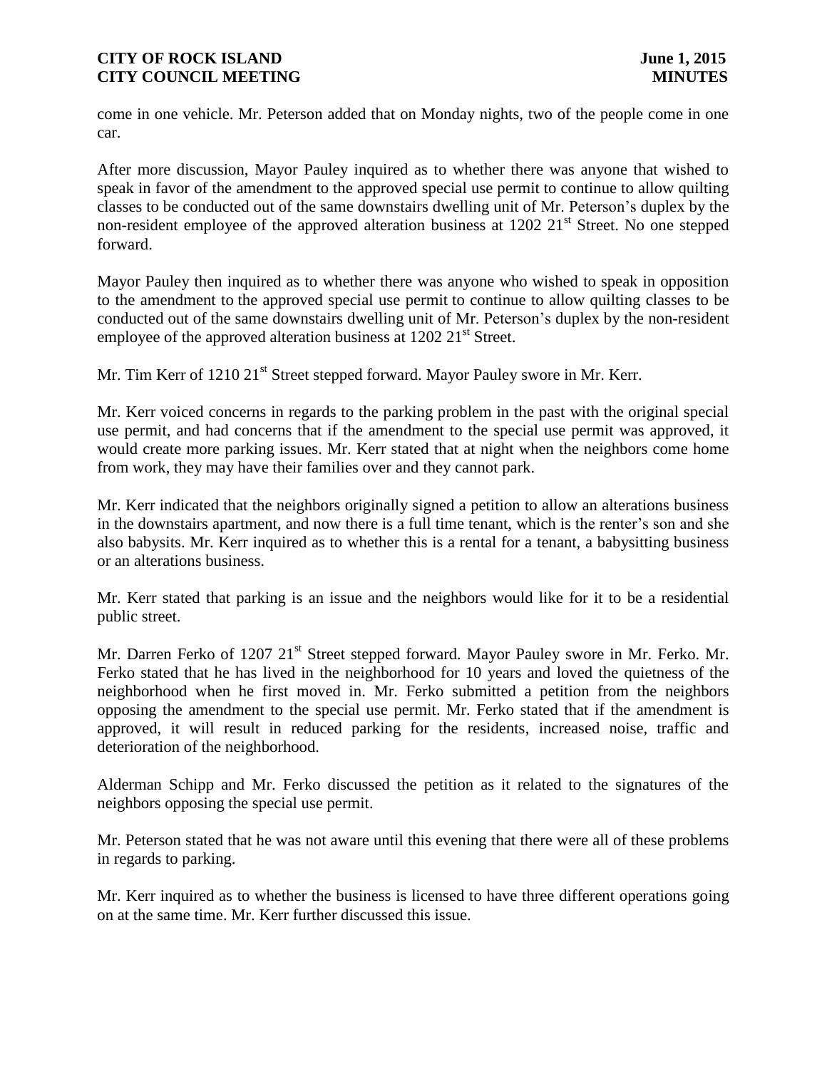come in one vehicle. Mr. Peterson added that on Monday nights, two of the people come in one car.

After more discussion, Mayor Pauley inquired as to whether there was anyone that wished to speak in favor of the amendment to the approved special use permit to continue to allow quilting classes to be conducted out of the same downstairs dwelling unit of Mr. Peterson's duplex by the non-resident employee of the approved alteration business at 1202 21st Street. No one stepped forward.

Mayor Pauley then inquired as to whether there was anyone who wished to speak in opposition to the amendment to the approved special use permit to continue to allow quilting classes to be conducted out of the same downstairs dwelling unit of Mr. Peterson's duplex by the non-resident employee of the approved alteration business at 1202 21st Street.

Mr. Tim Kerr of 1210 21st Street stepped forward. Mayor Pauley swore in Mr. Kerr.

Mr. Kerr voiced concerns in regards to the parking problem in the past with the original special use permit, and had concerns that if the amendment to the special use permit was approved, it would create more parking issues. Mr. Kerr stated that at night when the neighbors come home from work, they may have their families over and they cannot park.

Mr. Kerr indicated that the neighbors originally signed a petition to allow an alterations business in the downstairs apartment, and now there is a full time tenant, which is the renter's son and she also babysits. Mr. Kerr inquired as to whether this is a rental for a tenant, a babysitting business or an alterations business.

Mr. Kerr stated that parking is an issue and the neighbors would like for it to be a residential public street.

Mr. Darren Ferko of 1207 21st Street stepped forward. Mayor Pauley swore in Mr. Ferko. Mr. Ferko stated that he has lived in the neighborhood for 10 years and loved the quietness of the neighborhood when he first moved in. Mr. Ferko submitted a petition from the neighbors opposing the amendment to the special use permit. Mr. Ferko stated that if the amendment is approved, it will result in reduced parking for the residents, increased noise, traffic and deterioration of the neighborhood.

Alderman Schipp and Mr. Ferko discussed the petition as it related to the signatures of the neighbors opposing the special use permit.

Mr. Peterson stated that he was not aware until this evening that there were all of these problems in regards to parking.

Mr. Kerr inquired as to whether the business is licensed to have three different operations going on at the same time. Mr. Kerr further discussed this issue.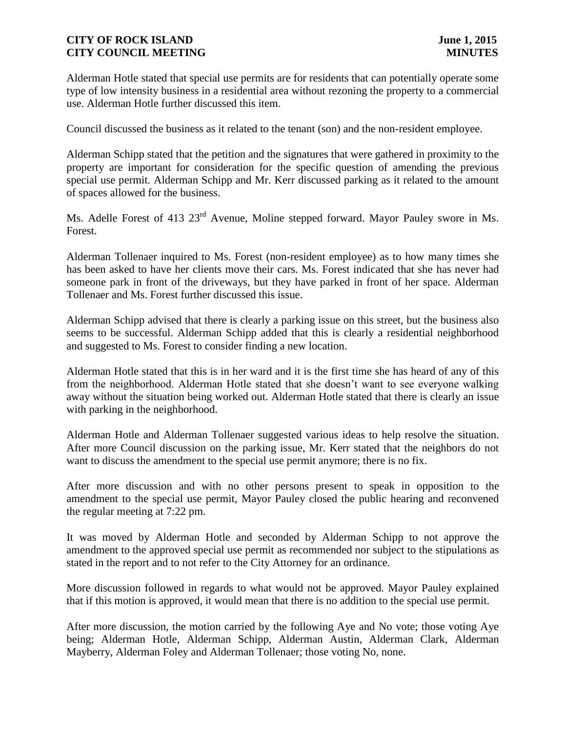Alderman Hotle stated that special use permits are for residents that can potentially operate some type of low intensity business in a residential area without rezoning the property to a commercial use. Alderman Hotle further discussed this item.

Council discussed the business as it related to the tenant (son) and the non-resident employee.

Alderman Schipp stated that the petition and the signatures that were gathered in proximity to the property are important for consideration for the specific question of amending the previous special use permit. Alderman Schipp and Mr. Kerr discussed parking as it related to the amount of spaces allowed for the business.

Ms. Adelle Forest of 413 23rd Avenue, Moline stepped forward. Mayor Pauley swore in Ms. Forest.

Alderman Tollenaer inquired to Ms. Forest (non-resident employee) as to how many times she has been asked to have her clients move their cars. Ms. Forest indicated that she has never had someone park in front of the driveways, but they have parked in front of her space. Alderman Tollenaer and Ms. Forest further discussed this issue.

Alderman Schipp advised that there is clearly a parking issue on this street, but the business also seems to be successful. Alderman Schipp added that this is clearly a residential neighborhood and suggested to Ms. Forest to consider finding a new location.

Alderman Hotle stated that this is in her ward and it is the first time she has heard of any of this from the neighborhood. Alderman Hotle stated that she doesn't want to see everyone walking away without the situation being worked out. Alderman Hotle stated that there is clearly an issue with parking in the neighborhood.

Alderman Hotle and Alderman Tollenaer suggested various ideas to help resolve the situation. After more Council discussion on the parking issue, Mr. Kerr stated that the neighbors do not want to discuss the amendment to the special use permit anymore; there is no fix.

After more discussion and with no other persons present to speak in opposition to the amendment to the special use permit, Mayor Pauley closed the public hearing and reconvened the regular meeting at 7:22 pm.

It was moved by Alderman Hotle and seconded by Alderman Schipp to not approve the amendment to the approved special use permit as recommended nor subject to the stipulations as stated in the report and to not refer to the City Attorney for an ordinance.

More discussion followed in regards to what would not be approved. Mayor Pauley explained that if this motion is approved, it would mean that there is no addition to the special use permit.

After more discussion, the motion carried by the following Aye and No vote; those voting Aye being; Alderman Hotle, Alderman Schipp, Alderman Austin, Alderman Clark, Alderman Mayberry, Alderman Foley and Alderman Tollenaer; those voting No, none.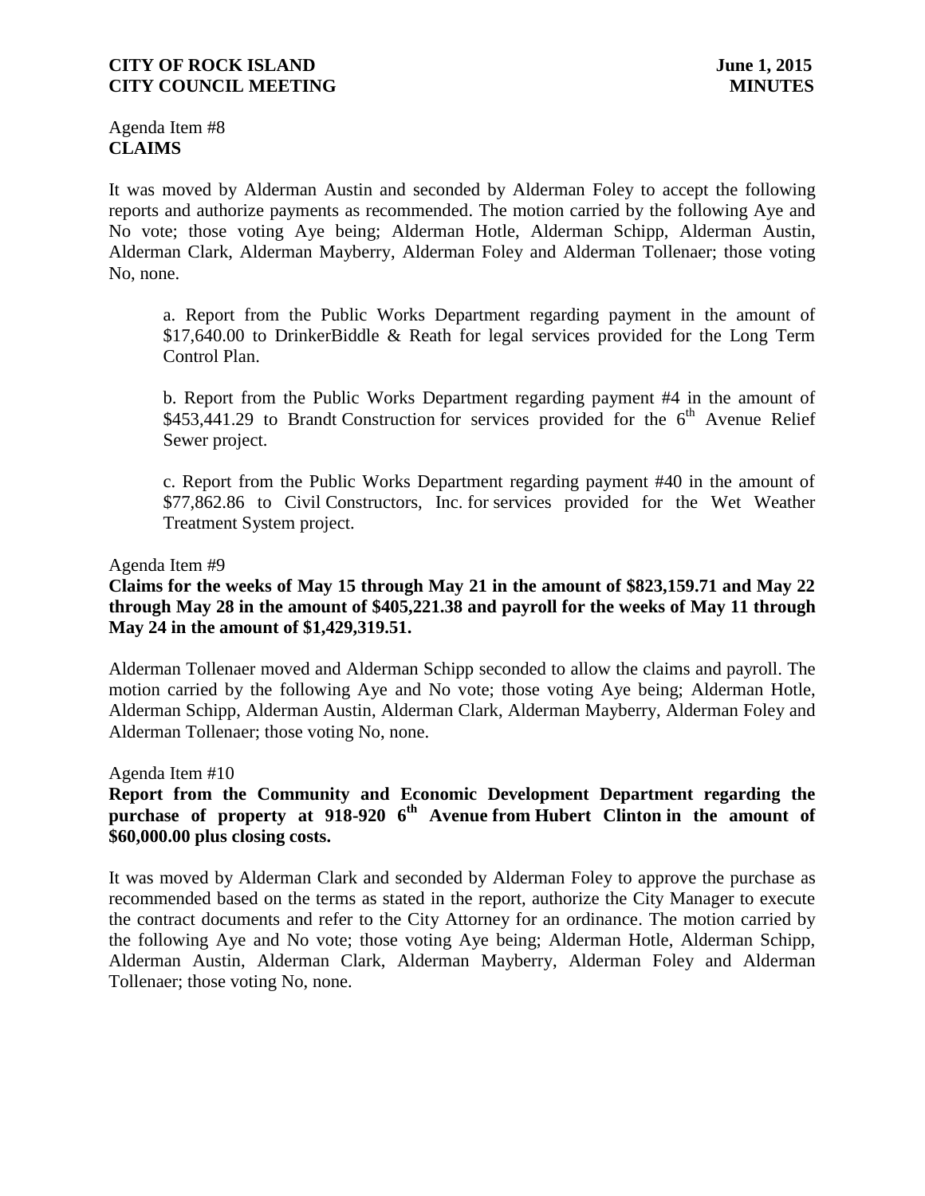Agenda Item #8
**CLAIMS**

It was moved by Alderman Austin and seconded by Alderman Foley to accept the following reports and authorize payments as recommended. The motion carried by the following Aye and No vote; those voting Aye being; Alderman Hotle, Alderman Schipp, Alderman Austin, Alderman Clark, Alderman Mayberry, Alderman Foley and Alderman Tollenaer; those voting No, none.

a. Report from the Public Works Department regarding payment in the amount of $17,640.00 to DrinkerBiddle & Reath for legal services provided for the Long Term Control Plan.

b. Report from the Public Works Department regarding payment #4 in the amount of $453,441.29 to Brandt Construction for services provided for the 6th Avenue Relief Sewer project.

c. Report from the Public Works Department regarding payment #40 in the amount of $77,862.86 to Civil Constructors, Inc. for services provided for the Wet Weather Treatment System project.

Agenda Item #9
**Claims for the weeks of May 15 through May 21 in the amount of $823,159.71 and May 22 through May 28 in the amount of $405,221.38 and payroll for the weeks of May 11 through May 24 in the amount of $1,429,319.51.**

Alderman Tollenaer moved and Alderman Schipp seconded to allow the claims and payroll. The motion carried by the following Aye and No vote; those voting Aye being; Alderman Hotle, Alderman Schipp, Alderman Austin, Alderman Clark, Alderman Mayberry, Alderman Foley and Alderman Tollenaer; those voting No, none.

Agenda Item #10
**Report from the Community and Economic Development Department regarding the purchase of property at 918-920 6th Avenue from Hubert Clinton in the amount of $60,000.00 plus closing costs.**

It was moved by Alderman Clark and seconded by Alderman Foley to approve the purchase as recommended based on the terms as stated in the report, authorize the City Manager to execute the contract documents and refer to the City Attorney for an ordinance. The motion carried by the following Aye and No vote; those voting Aye being; Alderman Hotle, Alderman Schipp, Alderman Austin, Alderman Clark, Alderman Mayberry, Alderman Foley and Alderman Tollenaer; those voting No, none.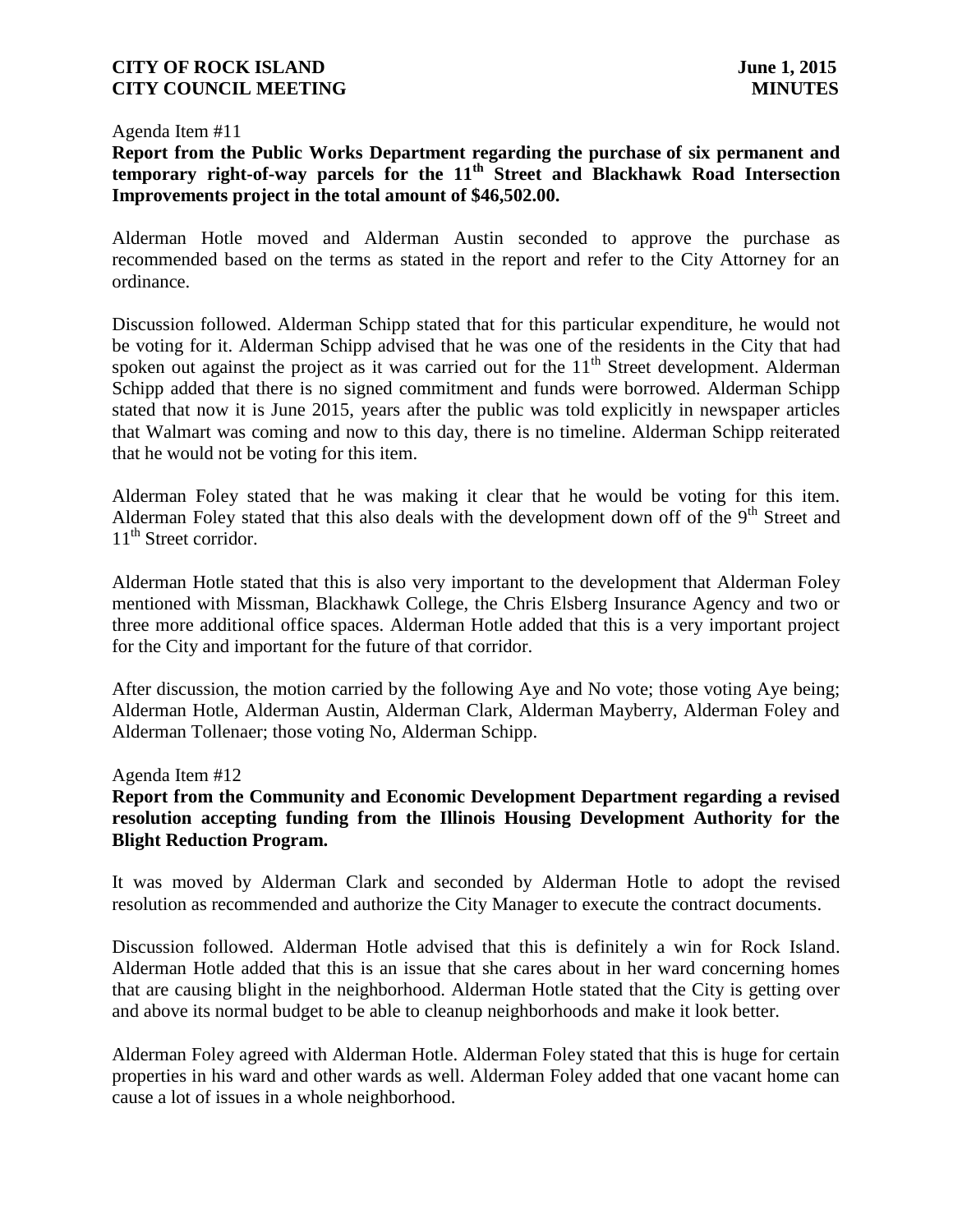Agenda Item #11

**Report from the Public Works Department regarding the purchase of six permanent and temporary right-of-way parcels for the 11th Street and Blackhawk Road Intersection Improvements project in the total amount of $46,502.00.**

Alderman Hotle moved and Alderman Austin seconded to approve the purchase as recommended based on the terms as stated in the report and refer to the City Attorney for an ordinance.

Discussion followed. Alderman Schipp stated that for this particular expenditure, he would not be voting for it. Alderman Schipp advised that he was one of the residents in the City that had spoken out against the project as it was carried out for the 11th Street development. Alderman Schipp added that there is no signed commitment and funds were borrowed. Alderman Schipp stated that now it is June 2015, years after the public was told explicitly in newspaper articles that Walmart was coming and now to this day, there is no timeline. Alderman Schipp reiterated that he would not be voting for this item.

Alderman Foley stated that he was making it clear that he would be voting for this item. Alderman Foley stated that this also deals with the development down off of the 9th Street and 11th Street corridor.

Alderman Hotle stated that this is also very important to the development that Alderman Foley mentioned with Missman, Blackhawk College, the Chris Elsberg Insurance Agency and two or three more additional office spaces. Alderman Hotle added that this is a very important project for the City and important for the future of that corridor.

After discussion, the motion carried by the following Aye and No vote; those voting Aye being; Alderman Hotle, Alderman Austin, Alderman Clark, Alderman Mayberry, Alderman Foley and Alderman Tollenaer; those voting No, Alderman Schipp.

Agenda Item #12

**Report from the Community and Economic Development Department regarding a revised resolution accepting funding from the Illinois Housing Development Authority for the Blight Reduction Program.**

It was moved by Alderman Clark and seconded by Alderman Hotle to adopt the revised resolution as recommended and authorize the City Manager to execute the contract documents.

Discussion followed. Alderman Hotle advised that this is definitely a win for Rock Island. Alderman Hotle added that this is an issue that she cares about in her ward concerning homes that are causing blight in the neighborhood. Alderman Hotle stated that the City is getting over and above its normal budget to be able to cleanup neighborhoods and make it look better.

Alderman Foley agreed with Alderman Hotle. Alderman Foley stated that this is huge for certain properties in his ward and other wards as well. Alderman Foley added that one vacant home can cause a lot of issues in a whole neighborhood.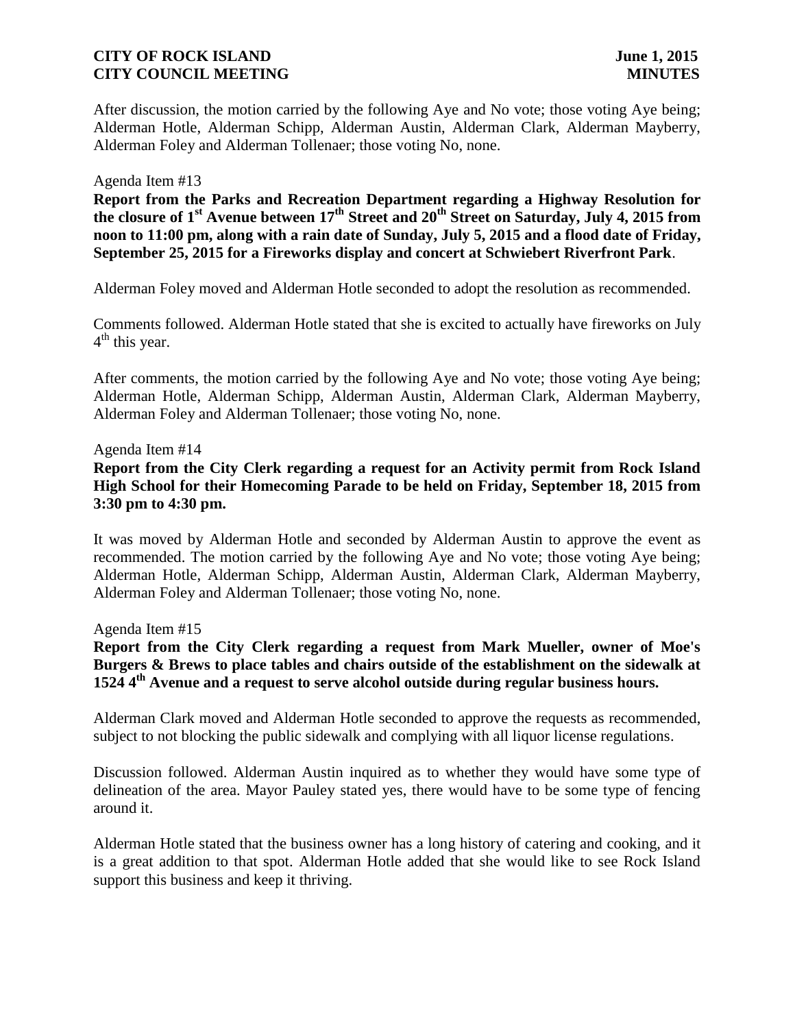After discussion, the motion carried by the following Aye and No vote; those voting Aye being; Alderman Hotle, Alderman Schipp, Alderman Austin, Alderman Clark, Alderman Mayberry, Alderman Foley and Alderman Tollenaer; those voting No, none.

Agenda Item #13

**Report from the Parks and Recreation Department regarding a Highway Resolution for the closure of 1st Avenue between 17th Street and 20th Street on Saturday, July 4, 2015 from noon to 11:00 pm, along with a rain date of Sunday, July 5, 2015 and a flood date of Friday, September 25, 2015 for a Fireworks display and concert at Schwiebert Riverfront Park**.

Alderman Foley moved and Alderman Hotle seconded to adopt the resolution as recommended.

Comments followed. Alderman Hotle stated that she is excited to actually have fireworks on July 4th this year.

After comments, the motion carried by the following Aye and No vote; those voting Aye being; Alderman Hotle, Alderman Schipp, Alderman Austin, Alderman Clark, Alderman Mayberry, Alderman Foley and Alderman Tollenaer; those voting No, none.

Agenda Item #14

**Report from the City Clerk regarding a request for an Activity permit from Rock Island High School for their Homecoming Parade to be held on Friday, September 18, 2015 from 3:30 pm to 4:30 pm.**

It was moved by Alderman Hotle and seconded by Alderman Austin to approve the event as recommended. The motion carried by the following Aye and No vote; those voting Aye being; Alderman Hotle, Alderman Schipp, Alderman Austin, Alderman Clark, Alderman Mayberry, Alderman Foley and Alderman Tollenaer; those voting No, none.

Agenda Item #15

**Report from the City Clerk regarding a request from Mark Mueller, owner of Moe's Burgers & Brews to place tables and chairs outside of the establishment on the sidewalk at 1524 4th Avenue and a request to serve alcohol outside during regular business hours.**

Alderman Clark moved and Alderman Hotle seconded to approve the requests as recommended, subject to not blocking the public sidewalk and complying with all liquor license regulations.

Discussion followed. Alderman Austin inquired as to whether they would have some type of delineation of the area. Mayor Pauley stated yes, there would have to be some type of fencing around it.

Alderman Hotle stated that the business owner has a long history of catering and cooking, and it is a great addition to that spot. Alderman Hotle added that she would like to see Rock Island support this business and keep it thriving.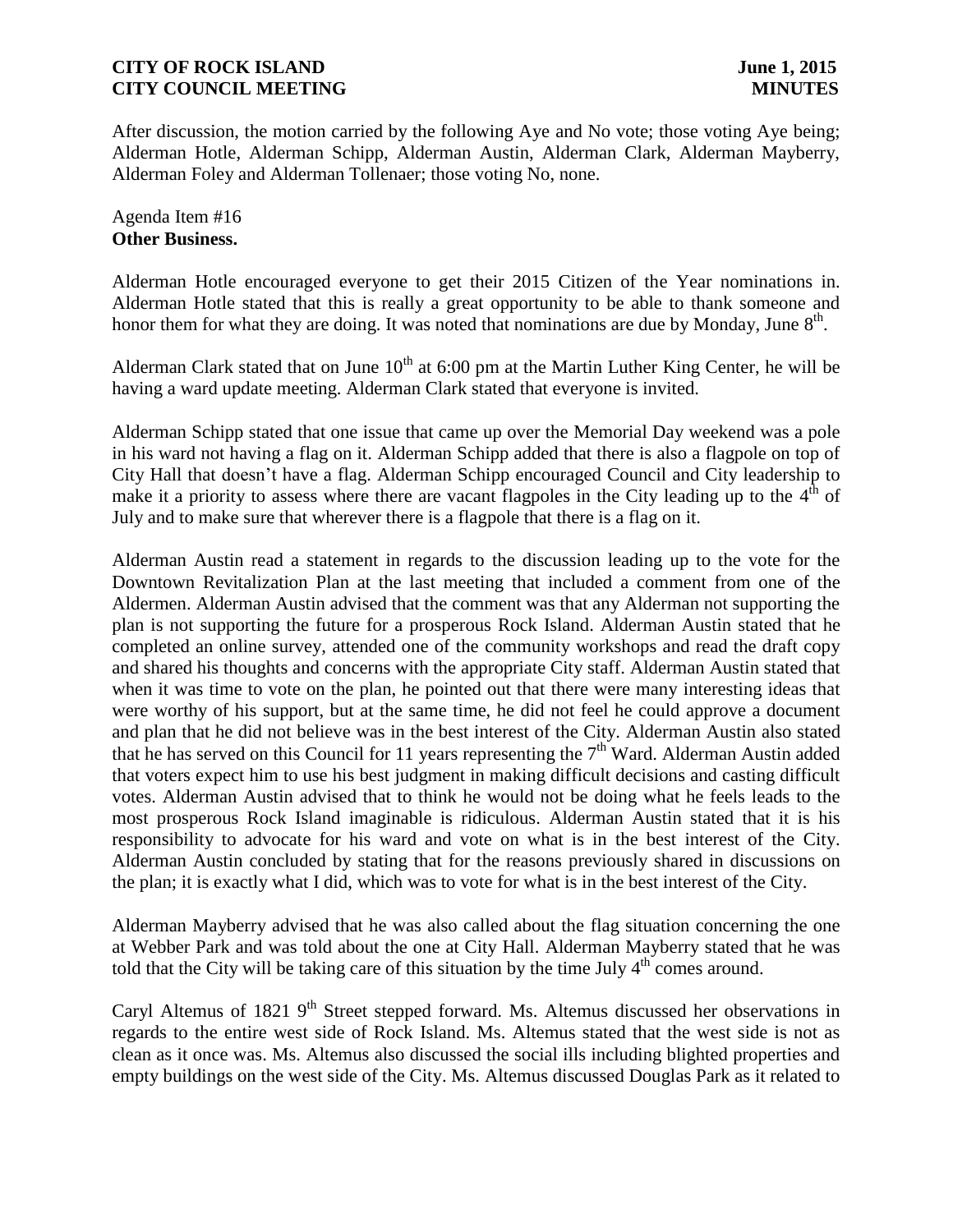After discussion, the motion carried by the following Aye and No vote; those voting Aye being; Alderman Hotle, Alderman Schipp, Alderman Austin, Alderman Clark, Alderman Mayberry, Alderman Foley and Alderman Tollenaer; those voting No, none.

Agenda Item #16
**Other Business.**

Alderman Hotle encouraged everyone to get their 2015 Citizen of the Year nominations in. Alderman Hotle stated that this is really a great opportunity to be able to thank someone and honor them for what they are doing. It was noted that nominations are due by Monday, June 8th.

Alderman Clark stated that on June 10th at 6:00 pm at the Martin Luther King Center, he will be having a ward update meeting. Alderman Clark stated that everyone is invited.

Alderman Schipp stated that one issue that came up over the Memorial Day weekend was a pole in his ward not having a flag on it. Alderman Schipp added that there is also a flagpole on top of City Hall that doesn't have a flag. Alderman Schipp encouraged Council and City leadership to make it a priority to assess where there are vacant flagpoles in the City leading up to the 4th of July and to make sure that wherever there is a flagpole that there is a flag on it.

Alderman Austin read a statement in regards to the discussion leading up to the vote for the Downtown Revitalization Plan at the last meeting that included a comment from one of the Aldermen. Alderman Austin advised that the comment was that any Alderman not supporting the plan is not supporting the future for a prosperous Rock Island. Alderman Austin stated that he completed an online survey, attended one of the community workshops and read the draft copy and shared his thoughts and concerns with the appropriate City staff. Alderman Austin stated that when it was time to vote on the plan, he pointed out that there were many interesting ideas that were worthy of his support, but at the same time, he did not feel he could approve a document and plan that he did not believe was in the best interest of the City. Alderman Austin also stated that he has served on this Council for 11 years representing the 7th Ward. Alderman Austin added that voters expect him to use his best judgment in making difficult decisions and casting difficult votes. Alderman Austin advised that to think he would not be doing what he feels leads to the most prosperous Rock Island imaginable is ridiculous. Alderman Austin stated that it is his responsibility to advocate for his ward and vote on what is in the best interest of the City. Alderman Austin concluded by stating that for the reasons previously shared in discussions on the plan; it is exactly what I did, which was to vote for what is in the best interest of the City.

Alderman Mayberry advised that he was also called about the flag situation concerning the one at Webber Park and was told about the one at City Hall. Alderman Mayberry stated that he was told that the City will be taking care of this situation by the time July 4th comes around.

Caryl Altemus of 1821 9th Street stepped forward. Ms. Altemus discussed her observations in regards to the entire west side of Rock Island. Ms. Altemus stated that the west side is not as clean as it once was. Ms. Altemus also discussed the social ills including blighted properties and empty buildings on the west side of the City. Ms. Altemus discussed Douglas Park as it related to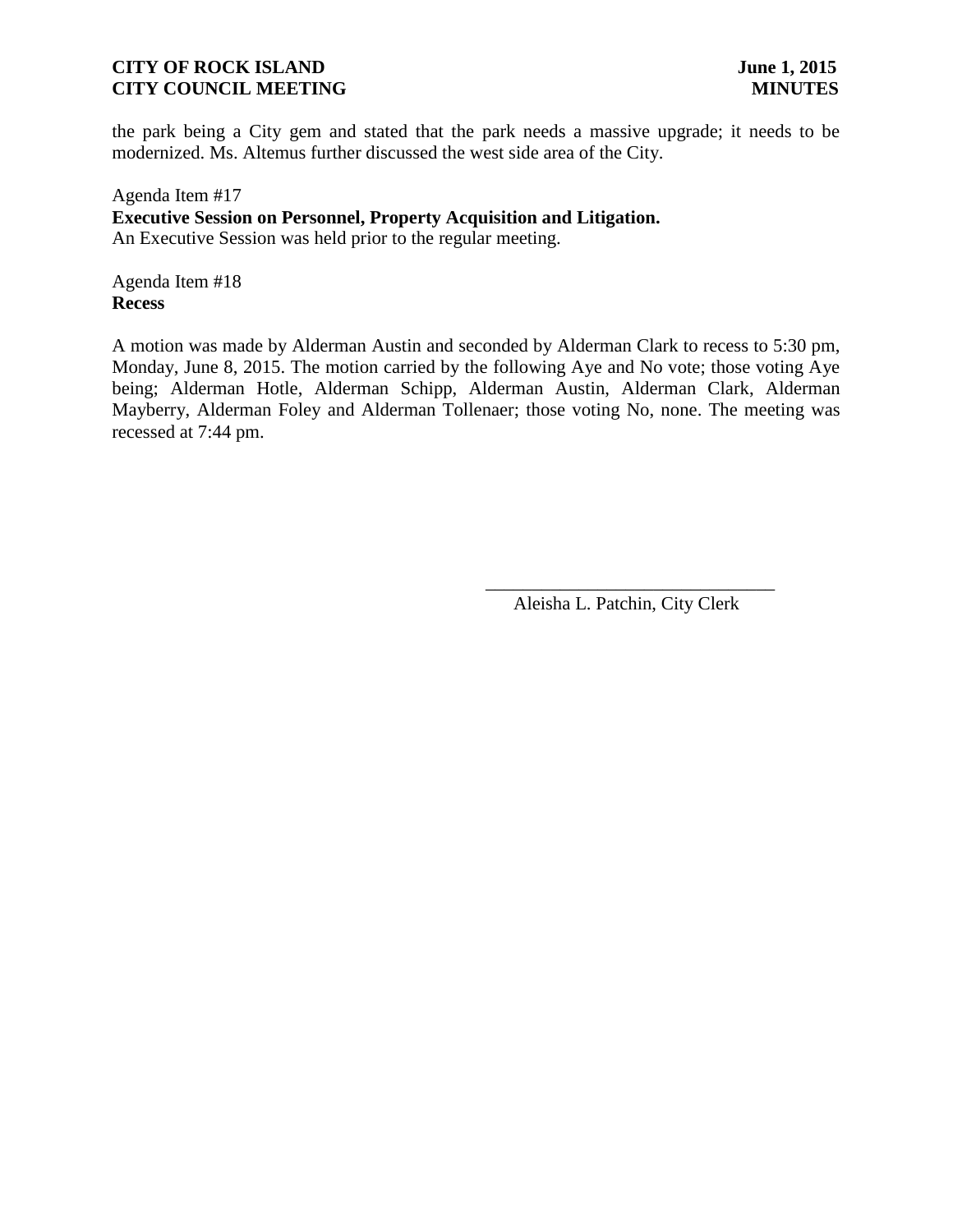the park being a City gem and stated that the park needs a massive upgrade; it needs to be modernized. Ms. Altemus further discussed the west side area of the City.

Agenda Item #17
**Executive Session on Personnel, Property Acquisition and Litigation.**
An Executive Session was held prior to the regular meeting.

Agenda Item #18
**Recess**

A motion was made by Alderman Austin and seconded by Alderman Clark to recess to 5:30 pm, Monday, June 8, 2015. The motion carried by the following Aye and No vote; those voting Aye being; Alderman Hotle, Alderman Schipp, Alderman Austin, Alderman Clark, Alderman Mayberry, Alderman Foley and Alderman Tollenaer; those voting No, none. The meeting was recessed at 7:44 pm.

\_\_\_\_\_\_\_\_\_\_\_\_\_\_\_\_\_\_\_\_\_\_\_\_\_\_\_\_\_\_\_\_
Aleisha L. Patchin, City Clerk